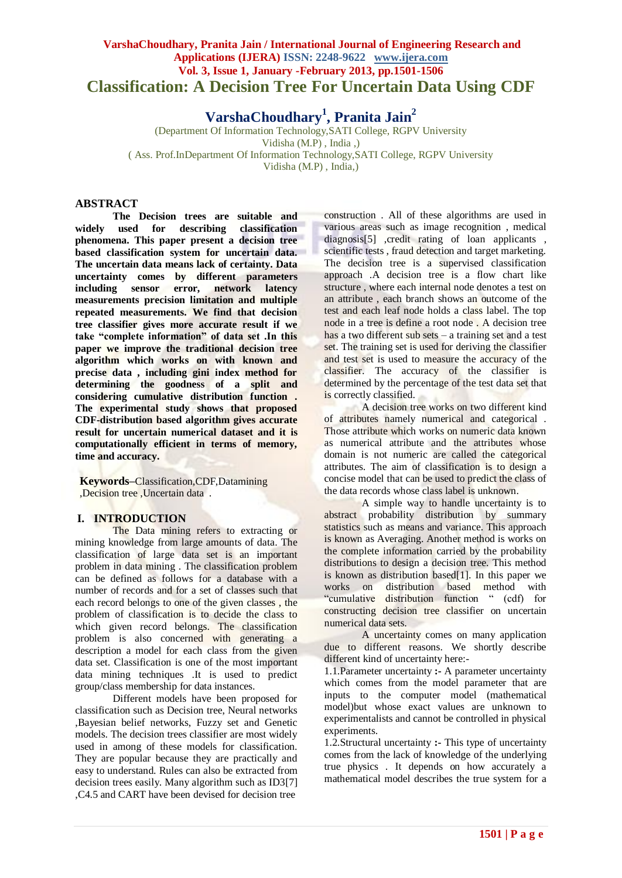# Classification: A Decision Tree For Uncertain Data Using CDF

**VarshaChoudhary[1], Pranita Jain[2]**

(Department Of Information Technology,SATI College, RGPV University
Vidisha (M.P) , India ,)
( Ass. Prof.InDepartment Of Information Technology,SATI College, RGPV University
Vidisha (M.P) , India,)

## ABSTRACT

**The Decision trees are suitable and widely used for describing classification phenomena. This paper present a decision tree based classification system for uncertain data. The uncertain data means lack of certainty. Data uncertainty comes by different parameters including sensor error, network latency measurements precision limitation and multiple repeated measurements. We find that decision tree classifier gives more accurate result if we take "complete information" of data set .In this paper we improve the traditional decision tree algorithm which works on with known and precise data , including gini index method for determining the goodness of a split and considering cumulative distribution function . The experimental study shows that proposed CDF-distribution based algorithm gives accurate result for uncertain numerical dataset and it is computationally efficient in terms of memory, time and accuracy.**

**Keywords**–Classification,CDF,Datamining ,Decision tree ,Uncertain data .

## I. INTRODUCTION

The Data mining refers to extracting or mining knowledge from large amounts of data. The classification of large data set is an important problem in data mining . The classification problem can be defined as follows for a database with a number of records and for a set of classes such that each record belongs to one of the given classes , the problem of classification is to decide the class to which given record belongs. The classification problem is also concerned with generating a description a model for each class from the given data set. Classification is one of the most important data mining techniques .It is used to predict group/class membership for data instances.

Different models have been proposed for classification such as Decision tree, Neural networks ,Bayesian belief networks, Fuzzy set and Genetic models. The decision trees classifier are most widely used in among of these models for classification. They are popular because they are practically and easy to understand. Rules can also be extracted from decision trees easily. Many algorithm such as ID3[7] ,C4.5 and CART have been devised for decision tree construction . All of these algorithms are used in various areas such as image recognition , medical diagnosis[5] ,credit rating of loan applicants , scientific tests , fraud detection and target marketing. The decision tree is a supervised classification approach .A decision tree is a flow chart like structure , where each internal node denotes a test on an attribute , each branch shows an outcome of the test and each leaf node holds a class label. The top node in a tree is define a root node . A decision tree has a two different sub sets – a training set and a test set. The training set is used for deriving the classifier and test set is used to measure the accuracy of the classifier. The accuracy of the classifier is determined by the percentage of the test data set that is correctly classified.

A decision tree works on two different kind of attributes namely numerical and categorical . Those attribute which works on numeric data known as numerical attribute and the attributes whose domain is not numeric are called the categorical attributes. The aim of classification is to design a concise model that can be used to predict the class of the data records whose class label is unknown.

A simple way to handle uncertainty is to abstract probability distribution by summary statistics such as means and variance. This approach is known as Averaging. Another method is works on the complete information carried by the probability distributions to design a decision tree. This method is known as distribution based[1]. In this paper we works on distribution based method with "cumulative distribution function " (cdf) for constructing decision tree classifier on uncertain numerical data sets.

A uncertainty comes on many application due to different reasons. We shortly describe different kind of uncertainty here:-

1.1.Parameter uncertainty **:-** A parameter uncertainty which comes from the model parameter that are inputs to the computer model (mathematical model)but whose exact values are unknown to experimentalists and cannot be controlled in physical experiments.

1.2.Structural uncertainty **:-** This type of uncertainty comes from the lack of knowledge of the underlying true physics . It depends on how accurately a mathematical model describes the true system for a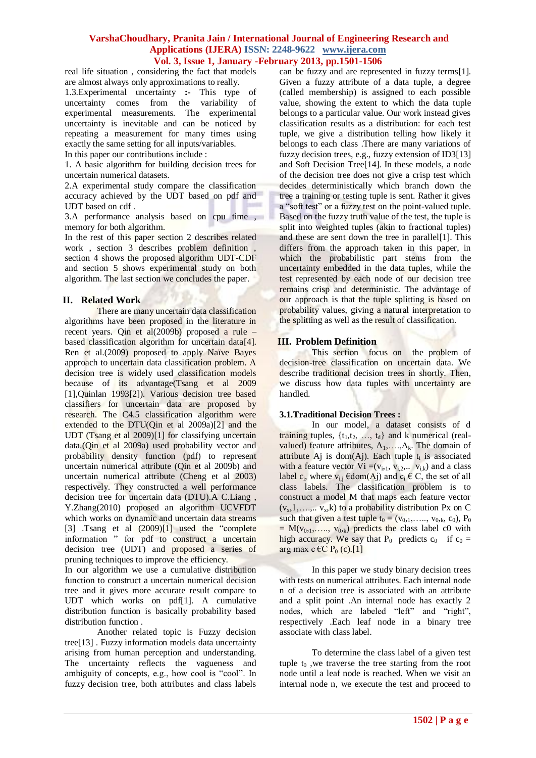real life situation , considering the fact that models are almost always only approximations to really.

1.3.Experimental uncertainty **:-** This type of uncertainty comes from the variability of experimental measurements. The experimental uncertainty is inevitable and can be noticed by repeating a measurement for many times using exactly the same setting for all inputs/variables.

In this paper our contributions include :

1. A basic algorithm for building decision trees for uncertain numerical datasets.

2.A experimental study compare the classification accuracy achieved by the UDT based on pdf and UDT based on cdf .

3.A performance analysis based on cpu time , memory for both algorithm.

In the rest of this paper section 2 describes related work , section 3 describes problem definition , section 4 shows the proposed algorithm UDT-CDF and section 5 shows experimental study on both algorithm. The last section we concludes the paper.

## II. Related Work

There are many uncertain data classification algorithms have been proposed in the literature in recent years. Qin et al(2009b) proposed a rule – based classification algorithm for uncertain data[4]. Ren et al.(2009) proposed to apply Naïve Bayes approach to uncertain data classification problem. A decision tree is widely used classification models because of its advantage(Tsang et al 2009 [1],Quinlan 1993[2]). Various decision tree based classifiers for uncertain data are proposed by research. The C4.5 classification algorithm were extended to the DTU(Qin et al 2009a)[2] and the UDT (Tsang et al 2009)[1] for classifying uncertain data.(Qin et al 2009a) used probability vector and probability density function (pdf) to represent uncertain numerical attribute (Qin et al 2009b) and uncertain numerical attribute (Cheng et al 2003) respectively. They constructed a well performance decision tree for uncertain data (DTU).A C.Liang , Y.Zhang(2010) proposed an algorithm UCVFDT which works on dynamic and uncertain data streams [3] .Tsang et al (2009)[1] used the "complete information " for pdf to construct a uncertain decision tree (UDT) and proposed a series of pruning techniques to improve the efficiency.

In our algorithm we use a cumulative distribution function to construct a uncertain numerical decision tree and it gives more accurate result compare to UDT which works on pdf[1]. A cumulative distribution function is basically probability based distribution function .

Another related topic is Fuzzy decision tree[13] . Fuzzy information models data uncertainty arising from human perception and understanding. The uncertainty reflects the vagueness and ambiguity of concepts, e.g., how cool is "cool". In fuzzy decision tree, both attributes and class labels can be fuzzy and are represented in fuzzy terms[1]. Given a fuzzy attribute of a data tuple, a degree (called membership) is assigned to each possible value, showing the extent to which the data tuple belongs to a particular value. Our work instead gives classification results as a distribution: for each test tuple, we give a distribution telling how likely it belongs to each class .There are many variations of fuzzy decision trees, e.g., fuzzy extension of ID3[13] and Soft Decision Tree[14]. In these models, a node of the decision tree does not give a crisp test which decides deterministically which branch down the tree a training or testing tuple is sent. Rather it gives a "soft test" or a fuzzy test on the point-valued tuple. Based on the fuzzy truth value of the test, the tuple is split into weighted tuples (akin to fractional tuples) and these are sent down the tree in parallel[1]. This differs from the approach taken in this paper, in which the probabilistic part stems from the uncertainty embedded in the data tuples, while the test represented by each node of our decision tree remains crisp and deterministic. The advantage of our approach is that the tuple splitting is based on probability values, giving a natural interpretation to the splitting as well as the result of classification.

## III. Problem Definition

This section focus on the problem of decision-tree classification on uncertain data. We describe traditional decision trees in shortly. Then, we discuss how data tuples with uncertainty are handled.

### 3.1.Traditional Decision Trees :

In our model, a dataset consists of d training tuples, $\{t_1,t_2, \ldots, t_d\}$ and k numerical (real-valued) feature attributes, $A_1,\ldots,A_k$. The domain of attribute Aj is dom(Aj). Each tuple $t_i$ is associated with a feature vector $V_i = (v_{i,1}, v_{i,2},.. v_{i,k})$ and a class label $c_i$, where $v_{i,j} \in dom(A_j)$ and $c_i \in C$, the set of all class labels. The classification problem is to construct a model M that maps each feature vector $(v_{x,1},\ldots,.. v_{x,k})$ to a probability distribution Px on C such that given a test tuple $t_0 = (v_{0,1},\ldots, v_{0,k}, c_0)$, $P_0 = M(v_{0,1},\ldots, v_{0,k})$ predicts the class label c0 with high accuracy. We say that $P_0$ predicts $c_0$ if $c_0 = \arg\max_{c \in C} P_0(c)$.[1]

In this paper we study binary decision trees with tests on numerical attributes. Each internal node n of a decision tree is associated with an attribute and a split point .An internal node has exactly 2 nodes, which are labeled "left" and "right", respectively .Each leaf node in a binary tree associate with class label.

To determine the class label of a given test tuple $t_0$ ,we traverse the tree starting from the root node until a leaf node is reached. When we visit an internal node n, we execute the test and proceed to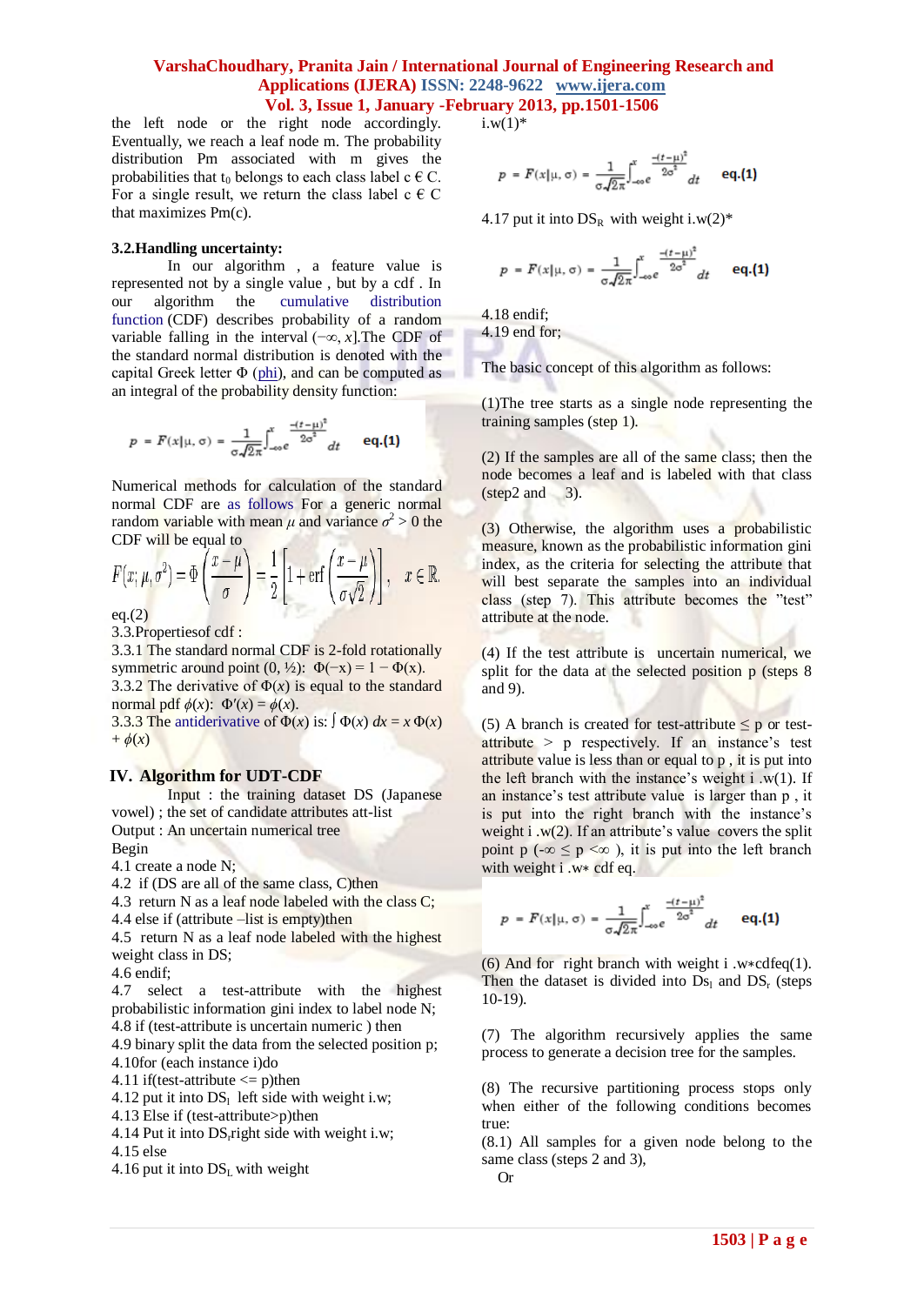the left node or the right node accordingly. Eventually, we reach a leaf node m. The probability distribution Pm associated with m gives the probabilities that $t_0$ belongs to each class label c € C. For a single result, we return the class label c € C that maximizes Pm(c).

### 3.2.Handling uncertainty:

In our algorithm , a feature value is represented not by a single value , but by a cdf . In our algorithm the cumulative distribution function (CDF) describes probability of a random variable falling in the interval $(-\infty, x]$.The CDF of the standard normal distribution is denoted with the capital Greek letter Φ (phi), and can be computed as an integral of the probability density function:

$$p = F(x|\mu,\sigma) = \frac{1}{\sigma\sqrt{2\pi}}\int_{-\infty}^{x} e^{\frac{-(t-\mu)^2}{2\sigma^2}} dt \quad \textbf{eq.(1)}$$

Numerical methods for calculation of the standard normal CDF are as follows For a generic normal random variable with mean $\mu$ and variance $\sigma^2 > 0$ the CDF will be equal to

$$F(x;\mu,\sigma^2) = \Phi\left(\frac{x-\mu}{\sigma}\right) = \frac{1}{2}\left[1+\operatorname{erf}\left(\frac{x-\mu}{\sigma\sqrt{2}}\right)\right], \quad x \in \mathbb{R}.$$

eq.(2)

3.3.Propertiesof cdf :

3.3.1 The standard normal CDF is 2-fold rotationally symmetric around point (0, ½): $\Phi(-x) = 1 - \Phi(x)$.

3.3.2 The derivative of $\Phi(x)$ is equal to the standard normal pdf $\phi(x)$: $\Phi'(x) = \phi(x)$.

3.3.3 The antiderivative of $\Phi(x)$ is: $\int \Phi(x)\, dx = x\,\Phi(x) + \phi(x)$

## IV. Algorithm for UDT-CDF

Input : the training dataset DS (Japanese vowel) ; the set of candidate attributes att-list

Output : An uncertain numerical tree

Begin

4.1 create a node N;

4.2 if (DS are all of the same class, C)then

4.3 return N as a leaf node labeled with the class C;

4.4 else if (attribute –list is empty)then

4.5 return N as a leaf node labeled with the highest weight class in DS;

4.6 endif;

4.7 select a test-attribute with the highest probabilistic information gini index to label node N;

4.8 if (test-attribute is uncertain numeric ) then

4.9 binary split the data from the selected position p;

4.10for (each instance i)do

4.11 if(test-attribute <= p)then

4.12 put it into $DS_l$ left side with weight i.w;

4.13 Else if (test-attribute>p)then

4.14 Put it into $DS_r$right side with weight i.w;

4.15 else

4.16 put it into $DS_L$ with weight

i.w(1)*

$$p = F(x|\mu,\sigma) = \frac{1}{\sigma\sqrt{2\pi}}\int_{-\infty}^{x} e^{\frac{-(t-\mu)^2}{2\sigma^2}} dt \quad \textbf{eq.(1)}$$

4.17 put it into $DS_R$ with weight i.w(2)*

$$p = F(x|\mu,\sigma) = \frac{1}{\sigma\sqrt{2\pi}}\int_{-\infty}^{x} e^{\frac{-(t-\mu)^2}{2\sigma^2}} dt \quad \textbf{eq.(1)}$$

4.18 endif;

4.19 end for;

The basic concept of this algorithm as follows:

(1)The tree starts as a single node representing the training samples (step 1).

(2) If the samples are all of the same class; then the node becomes a leaf and is labeled with that class (step2 and 3).

(3) Otherwise, the algorithm uses a probabilistic measure, known as the probabilistic information gini index, as the criteria for selecting the attribute that will best separate the samples into an individual class (step 7). This attribute becomes the "test" attribute at the node.

(4) If the test attribute is uncertain numerical, we split for the data at the selected position p (steps 8 and 9).

(5) A branch is created for test-attribute ≤ p or test-attribute > p respectively. If an instance's test attribute value is less than or equal to p , it is put into the left branch with the instance's weight i .w(1). If an instance's test attribute value is larger than p , it is put into the right branch with the instance's weight i .w(2). If an attribute's value covers the split point p ($-\infty \le p < \infty$ ), it is put into the left branch with weight i .w∗ cdf eq.

$$p = F(x|\mu,\sigma) = \frac{1}{\sigma\sqrt{2\pi}}\int_{-\infty}^{x} e^{\frac{-(t-\mu)^2}{2\sigma^2}} dt \quad \textbf{eq.(1)}$$

(6) And for right branch with weight i .w∗cdfeq(1). Then the dataset is divided into $Ds_l$ and $DS_r$ (steps 10-19).

(7) The algorithm recursively applies the same process to generate a decision tree for the samples.

(8) The recursive partitioning process stops only when either of the following conditions becomes true:

(8.1) All samples for a given node belong to the same class (steps 2 and 3),

Or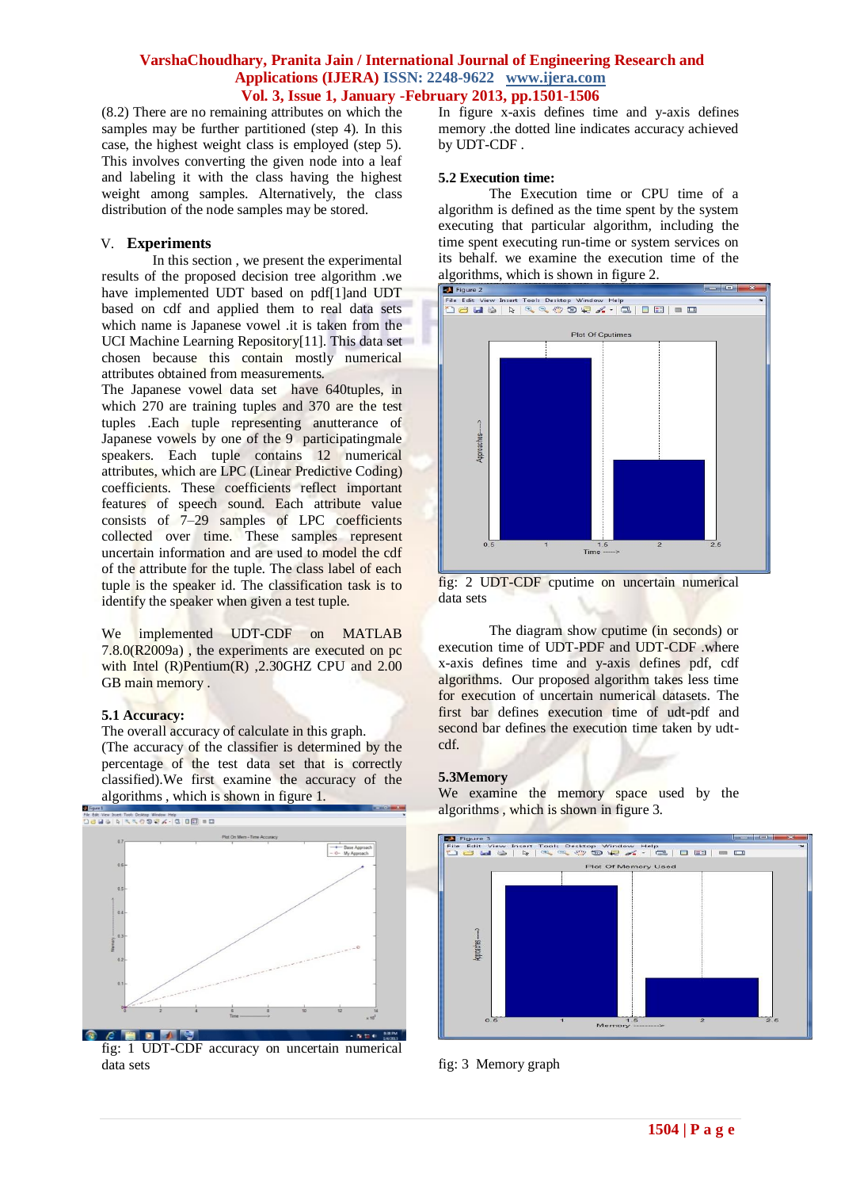(8.2) There are no remaining attributes on which the samples may be further partitioned (step 4). In this case, the highest weight class is employed (step 5). This involves converting the given node into a leaf and labeling it with the class having the highest weight among samples. Alternatively, the class distribution of the node samples may be stored.

## V. Experiments

In this section , we present the experimental results of the proposed decision tree algorithm .we have implemented UDT based on pdf[1]and UDT based on cdf and applied them to real data sets which name is Japanese vowel .it is taken from the UCI Machine Learning Repository[11]. This data set chosen because this contain mostly numerical attributes obtained from measurements.

The Japanese vowel data set have 640tuples, in which 270 are training tuples and 370 are the test tuples .Each tuple representing anutterance of Japanese vowels by one of the 9 participatingmale speakers. Each tuple contains 12 numerical attributes, which are LPC (Linear Predictive Coding) coefficients. These coefficients reflect important features of speech sound. Each attribute value consists of 7–29 samples of LPC coefficients collected over time. These samples represent uncertain information and are used to model the cdf of the attribute for the tuple. The class label of each tuple is the speaker id. The classification task is to identify the speaker when given a test tuple.

We implemented UDT-CDF on MATLAB 7.8.0(R2009a) , the experiments are executed on pc with Intel (R)Pentium(R) ,2.30GHZ CPU and 2.00 GB main memory .

### 5.1 Accuracy:

The overall accuracy of calculate in this graph.

(The accuracy of the classifier is determined by the percentage of the test data set that is correctly classified).We first examine the accuracy of the algorithms , which is shown in figure 1.

fig: 1 UDT-CDF accuracy on uncertain numerical data sets

In figure x-axis defines time and y-axis defines memory .the dotted line indicates accuracy achieved by UDT-CDF .

### 5.2 Execution time:

The Execution time or CPU time of a algorithm is defined as the time spent by the system executing that particular algorithm, including the time spent executing run-time or system services on its behalf. we examine the execution time of the algorithms, which is shown in figure 2.

fig: 2 UDT-CDF cputime on uncertain numerical data sets

The diagram show cputime (in seconds) or execution time of UDT-PDF and UDT-CDF .where x-axis defines time and y-axis defines pdf, cdf algorithms. Our proposed algorithm takes less time for execution of uncertain numerical datasets. The first bar defines execution time of udt-pdf and second bar defines the execution time taken by udt-cdf.

### 5.3Memory

We examine the memory space used by the algorithms , which is shown in figure 3.

fig: 3 Memory graph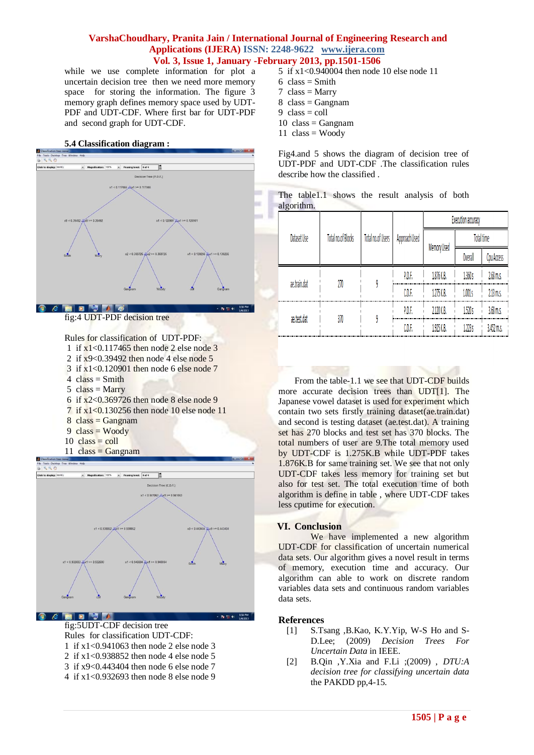while we use complete information for plot a uncertain decision tree then we need more memory space for storing the information. The figure 3 memory graph defines memory space used by UDT-PDF and UDT-CDF. Where first bar for UDT-PDF and second graph for UDT-CDF.

### 5.4 Classification diagram :

fig:4 UDT-PDF decision tree

Rules for classification of UDT-PDF:
1 if x1<0.117465 then node 2 else node 3
2 if x9<0.39492 then node 4 else node 5
3 if x1<0.120901 then node 6 else node 7
4 class = Smith
5 class = Marry
6 if x2<0.369726 then node 8 else node 9
7 if x1<0.130256 then node 10 else node 11
8 class = Gangnam
9 class = Woody
10 class = coll
11 class = Gangnam

fig:5UDT-CDF decision tree

Rules for classification UDT-CDF:
1 if x1<0.941063 then node 2 else node 3
2 if x1<0.938852 then node 4 else node 5
3 if x9<0.443404 then node 6 else node 7
4 if x1<0.932693 then node 8 else node 9
5 if x1<0.940004 then node 10 else node 11
6 class = Smith
7 class = Marry
8 class = Gangnam
9 class = coll
10 class = Gangnam
11 class = Woody

Fig4.and 5 shows the diagram of decision tree of UDT-PDF and UDT-CDF .The classification rules describe how the classified .

The table1.1 shows the result analysis of both algorithm.

| Dataset Use | Total no.of Blocks | Total no.of Users | Approach Used | Execution accuracy | | |
|---|---|---|---|---|---|---|
| | | | | Memory Used | Total time | |
| | | | | | Overall | Cpu Access |
| ae.train.dat | 270 | 9 | P.D.F. | 1.876 K.B. | 1.360 s | 2.68 m.s. |
| | | | C.D.F. | 1.275 K.B. | 1.001 s | 2.13 m.s. |
| ae.test.dat | 370 | 9 | P.D.F. | 2.120 K.B. | 1.520 s | 3.68 m.s. |
| | | | C.D.F. | 1.925 K.B. | 1.223 s | 3.452 m.s. |

From the table-1.1 we see that UDT-CDF builds more accurate decision trees than UDT[1]. The Japanese vowel dataset is used for experiment which contain two sets firstly training dataset(ae.train.dat) and second is testing dataset (ae.test.dat). A training set has 270 blocks and test set has 370 blocks. The total numbers of user are 9.The total memory used by UDT-CDF is 1.275K.B while UDT-PDF takes 1.876K.B for same training set. We see that not only UDT-CDF takes less memory for training set but also for test set. The total execution time of both algorithm is define in table , where UDT-CDF takes less cputime for execution.

## VI. Conclusion

We have implemented a new algorithm UDT-CDF for classification of uncertain numerical data sets. Our algorithm gives a novel result in terms of memory, execution time and accuracy. Our algorithm can able to work on discrete random variables data sets and continuous random variables data sets.

## References

[1] S.Tsang ,B.Kao, K.Y.Yip, W-S Ho and S-D.Lee; (2009) *Decision Trees For Uncertain Data* in IEEE.

[2] B.Qin ,Y.Xia and F.Li ;(2009) , *DTU:A decision tree for classifying uncertain data* the PAKDD pp,4-15.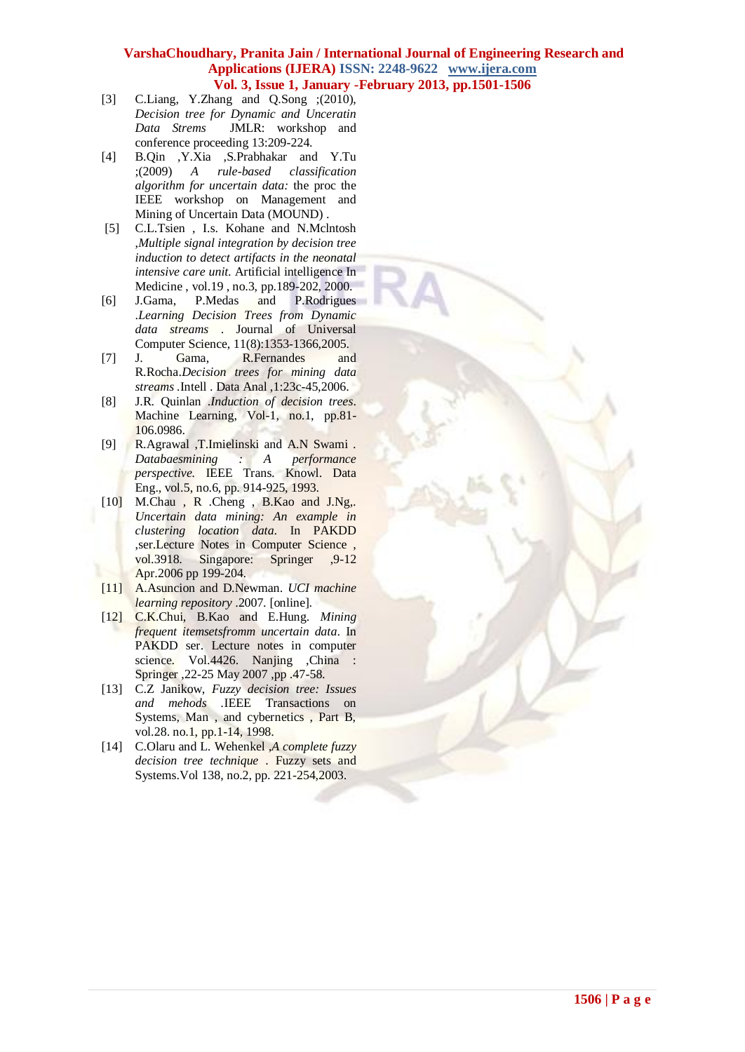[3] C.Liang, Y.Zhang and Q.Song ;(2010), *Decision tree for Dynamic and Unceratin Data Strems* JMLR: workshop and conference proceeding 13:209-224.

[4] B.Qin ,Y.Xia ,S.Prabhakar and Y.Tu ;(2009) *A rule-based classification algorithm for uncertain data:* the proc the IEEE workshop on Management and Mining of Uncertain Data (MOUND) .

[5] C.L.Tsien , I.s. Kohane and N.Mclntosh ,*Multiple signal integration by decision tree induction to detect artifacts in the neonatal intensive care unit.* Artificial intelligence In Medicine , vol.19 , no.3, pp.189-202, 2000.

[6] J.Gama, P.Medas and P.Rodrigues .*Learning Decision Trees from Dynamic data streams* . Journal of Universal Computer Science, 11(8):1353-1366,2005.

[7] J. Gama, R.Fernandes and R.Rocha.*Decision trees for mining data streams* .Intell . Data Anal ,1:23c-45,2006.

[8] J.R. Quinlan .*Induction of decision trees*. Machine Learning, Vol-1, no.1, pp.81-106.0986.

[9] R.Agrawal ,T.Imielinski and A.N Swami . *Databaesmining : A performance perspective.* IEEE Trans. Knowl. Data Eng., vol.5, no.6, pp. 914-925, 1993.

[10] M.Chau , R .Cheng , B.Kao and J.Ng,. *Uncertain data mining: An example in clustering location data.* In PAKDD ,ser.Lecture Notes in Computer Science , vol.3918. Singapore: Springer ,9-12 Apr.2006 pp 199-204.

[11] A.Asuncion and D.Newman. *UCI machine learning repository* .2007. [online].

[12] C.K.Chui, B.Kao and E.Hung. *Mining frequent itemsetsfromm uncertain data*. In PAKDD ser. Lecture notes in computer science. Vol.4426. Nanjing ,China : Springer ,22-25 May 2007 ,pp .47-58.

[13] C.Z Janikow, *Fuzzy decision tree: Issues and mehods* .IEEE Transactions on Systems, Man , and cybernetics , Part B, vol.28. no.1, pp.1-14, 1998.

[14] C.Olaru and L. Wehenkel ,*A complete fuzzy decision tree technique* . Fuzzy sets and Systems.Vol 138, no.2, pp. 221-254,2003.